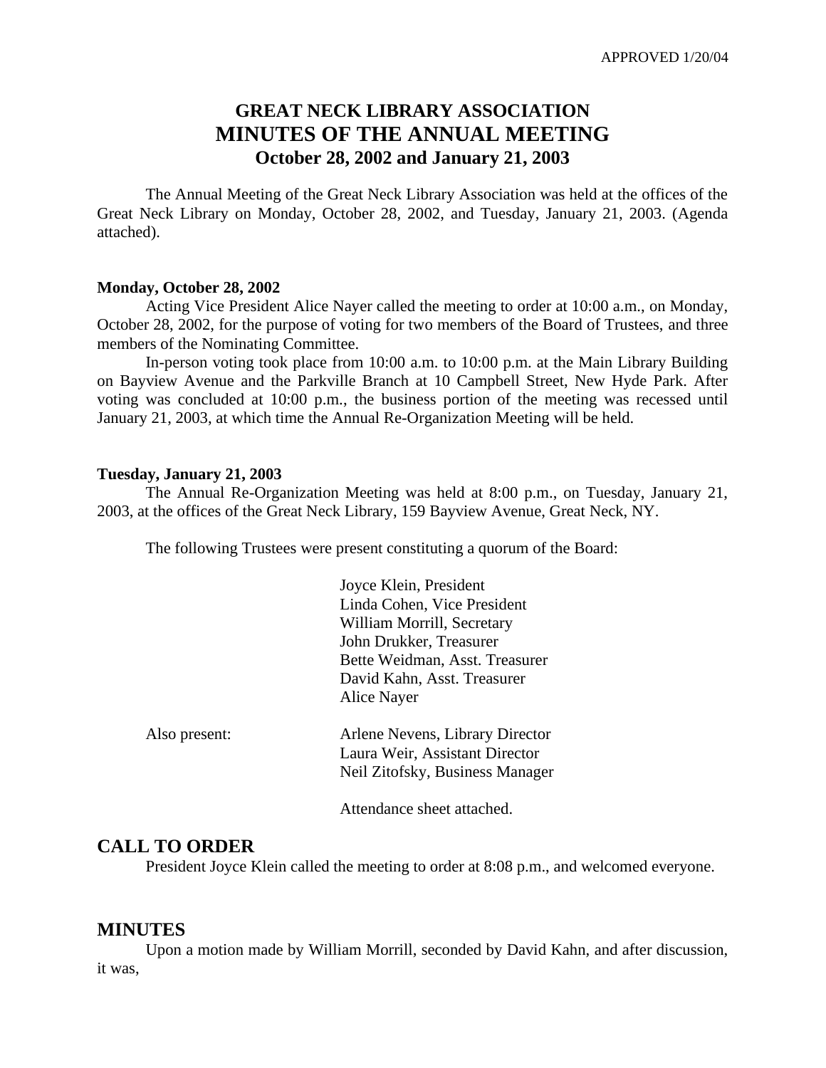APPROVED 1/20/04

# GREAT NECK LIBRARY ASSOCIATION
# MINUTES OF THE ANNUAL MEETING
### October 28, 2002 and January 21, 2003

The Annual Meeting of the Great Neck Library Association was held at the offices of the Great Neck Library on Monday, October 28, 2002, and Tuesday, January 21, 2003. (Agenda attached).

**Monday, October 28, 2002**

Acting Vice President Alice Nayer called the meeting to order at 10:00 a.m., on Monday, October 28, 2002, for the purpose of voting for two members of the Board of Trustees, and three members of the Nominating Committee.

In-person voting took place from 10:00 a.m. to 10:00 p.m. at the Main Library Building on Bayview Avenue and the Parkville Branch at 10 Campbell Street, New Hyde Park. After voting was concluded at 10:00 p.m., the business portion of the meeting was recessed until January 21, 2003, at which time the Annual Re-Organization Meeting will be held.

**Tuesday, January 21, 2003**

The Annual Re-Organization Meeting was held at 8:00 p.m., on Tuesday, January 21, 2003, at the offices of the Great Neck Library, 159 Bayview Avenue, Great Neck, NY.

The following Trustees were present constituting a quorum of the Board:

Joyce Klein, President
Linda Cohen, Vice President
William Morrill, Secretary
John Drukker, Treasurer
Bette Weidman, Asst. Treasurer
David Kahn, Asst. Treasurer
Alice Nayer

Also present:

Arlene Nevens, Library Director
Laura Weir, Assistant Director
Neil Zitofsky, Business Manager

Attendance sheet attached.

## CALL TO ORDER

President Joyce Klein called the meeting to order at 8:08 p.m., and welcomed everyone.

## MINUTES

Upon a motion made by William Morrill, seconded by David Kahn, and after discussion, it was,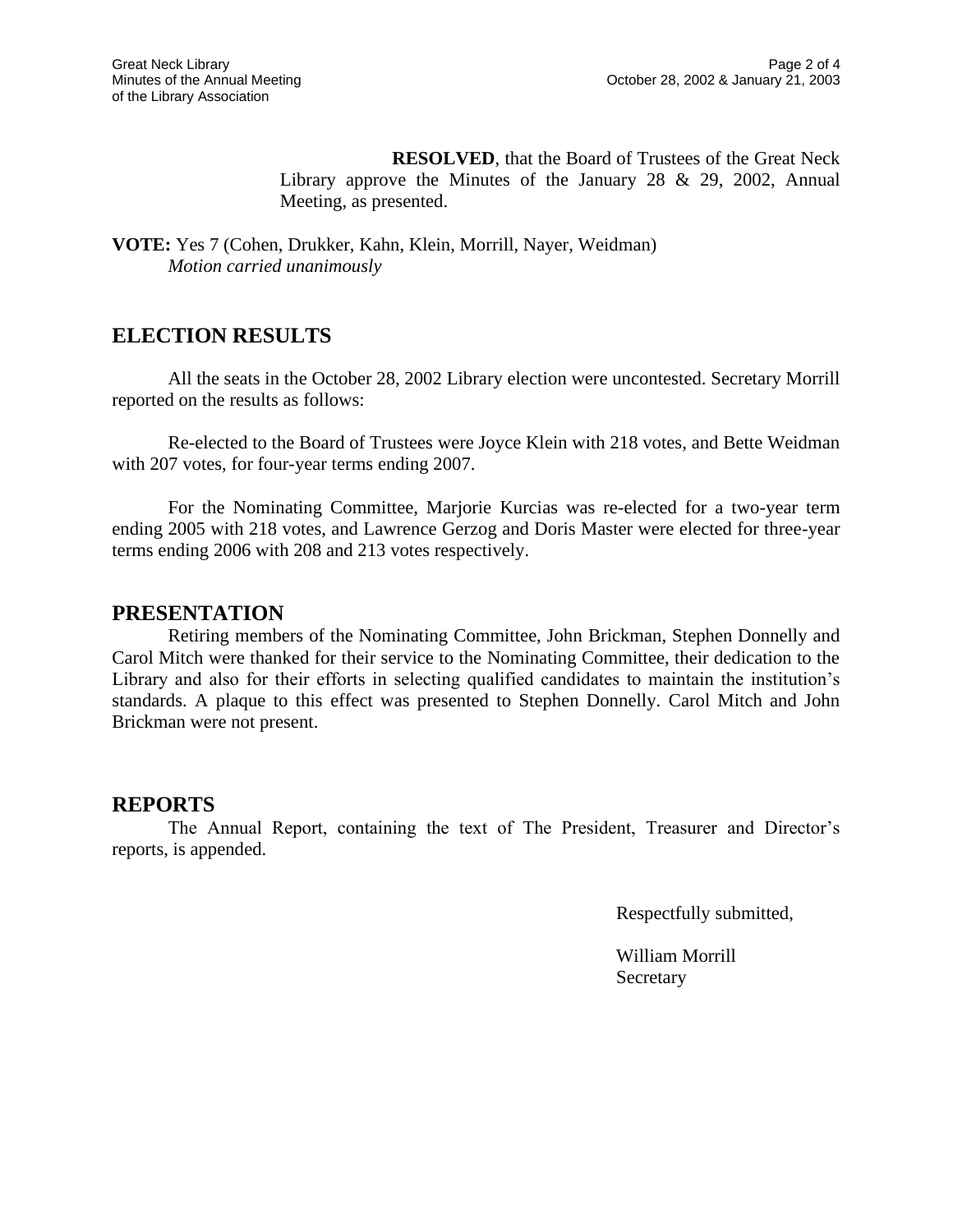**RESOLVED**, that the Board of Trustees of the Great Neck Library approve the Minutes of the January 28 & 29, 2002, Annual Meeting, as presented.

**VOTE:** Yes 7 (Cohen, Drukker, Kahn, Klein, Morrill, Nayer, Weidman)
*Motion carried unanimously*

## ELECTION RESULTS

All the seats in the October 28, 2002 Library election were uncontested. Secretary Morrill reported on the results as follows:

Re-elected to the Board of Trustees were Joyce Klein with 218 votes, and Bette Weidman with 207 votes, for four-year terms ending 2007.

For the Nominating Committee, Marjorie Kurcias was re-elected for a two-year term ending 2005 with 218 votes, and Lawrence Gerzog and Doris Master were elected for three-year terms ending 2006 with 208 and 213 votes respectively.

## PRESENTATION

Retiring members of the Nominating Committee, John Brickman, Stephen Donnelly and Carol Mitch were thanked for their service to the Nominating Committee, their dedication to the Library and also for their efforts in selecting qualified candidates to maintain the institution's standards. A plaque to this effect was presented to Stephen Donnelly. Carol Mitch and John Brickman were not present.

## REPORTS

The Annual Report, containing the text of The President, Treasurer and Director's reports, is appended.

Respectfully submitted,

William Morrill
Secretary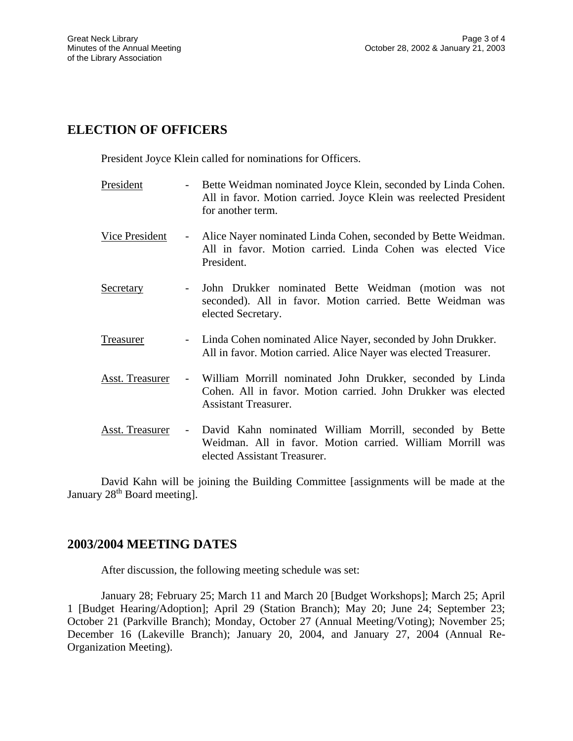## ELECTION OF OFFICERS

President Joyce Klein called for nominations for Officers.

<u>President</u> - Bette Weidman nominated Joyce Klein, seconded by Linda Cohen. All in favor. Motion carried. Joyce Klein was reelected President for another term.

<u>Vice President</u> - Alice Nayer nominated Linda Cohen, seconded by Bette Weidman. All in favor. Motion carried. Linda Cohen was elected Vice President.

<u>Secretary</u> - John Drukker nominated Bette Weidman (motion was not seconded). All in favor. Motion carried. Bette Weidman was elected Secretary.

<u>Treasurer</u> - Linda Cohen nominated Alice Nayer, seconded by John Drukker. All in favor. Motion carried. Alice Nayer was elected Treasurer.

<u>Asst. Treasurer</u> - William Morrill nominated John Drukker, seconded by Linda Cohen. All in favor. Motion carried. John Drukker was elected Assistant Treasurer.

<u>Asst. Treasurer</u> - David Kahn nominated William Morrill, seconded by Bette Weidman. All in favor. Motion carried. William Morrill was elected Assistant Treasurer.

David Kahn will be joining the Building Committee [assignments will be made at the January 28th Board meeting].

## 2003/2004 MEETING DATES

After discussion, the following meeting schedule was set:

January 28; February 25; March 11 and March 20 [Budget Workshops]; March 25; April 1 [Budget Hearing/Adoption]; April 29 (Station Branch); May 20; June 24; September 23; October 21 (Parkville Branch); Monday, October 27 (Annual Meeting/Voting); November 25; December 16 (Lakeville Branch); January 20, 2004, and January 27, 2004 (Annual Re-Organization Meeting).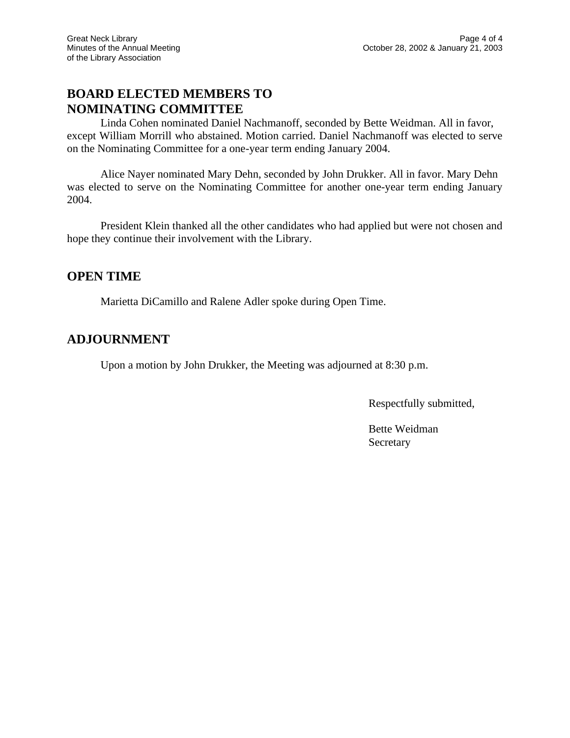## BOARD ELECTED MEMBERS TO NOMINATING COMMITTEE

Linda Cohen nominated Daniel Nachmanoff, seconded by Bette Weidman. All in favor, except William Morrill who abstained. Motion carried. Daniel Nachmanoff was elected to serve on the Nominating Committee for a one-year term ending January 2004.

Alice Nayer nominated Mary Dehn, seconded by John Drukker. All in favor. Mary Dehn was elected to serve on the Nominating Committee for another one-year term ending January 2004.

President Klein thanked all the other candidates who had applied but were not chosen and hope they continue their involvement with the Library.

## OPEN TIME

Marietta DiCamillo and Ralene Adler spoke during Open Time.

## ADJOURNMENT

Upon a motion by John Drukker, the Meeting was adjourned at 8:30 p.m.

Respectfully submitted,

Bette Weidman
Secretary